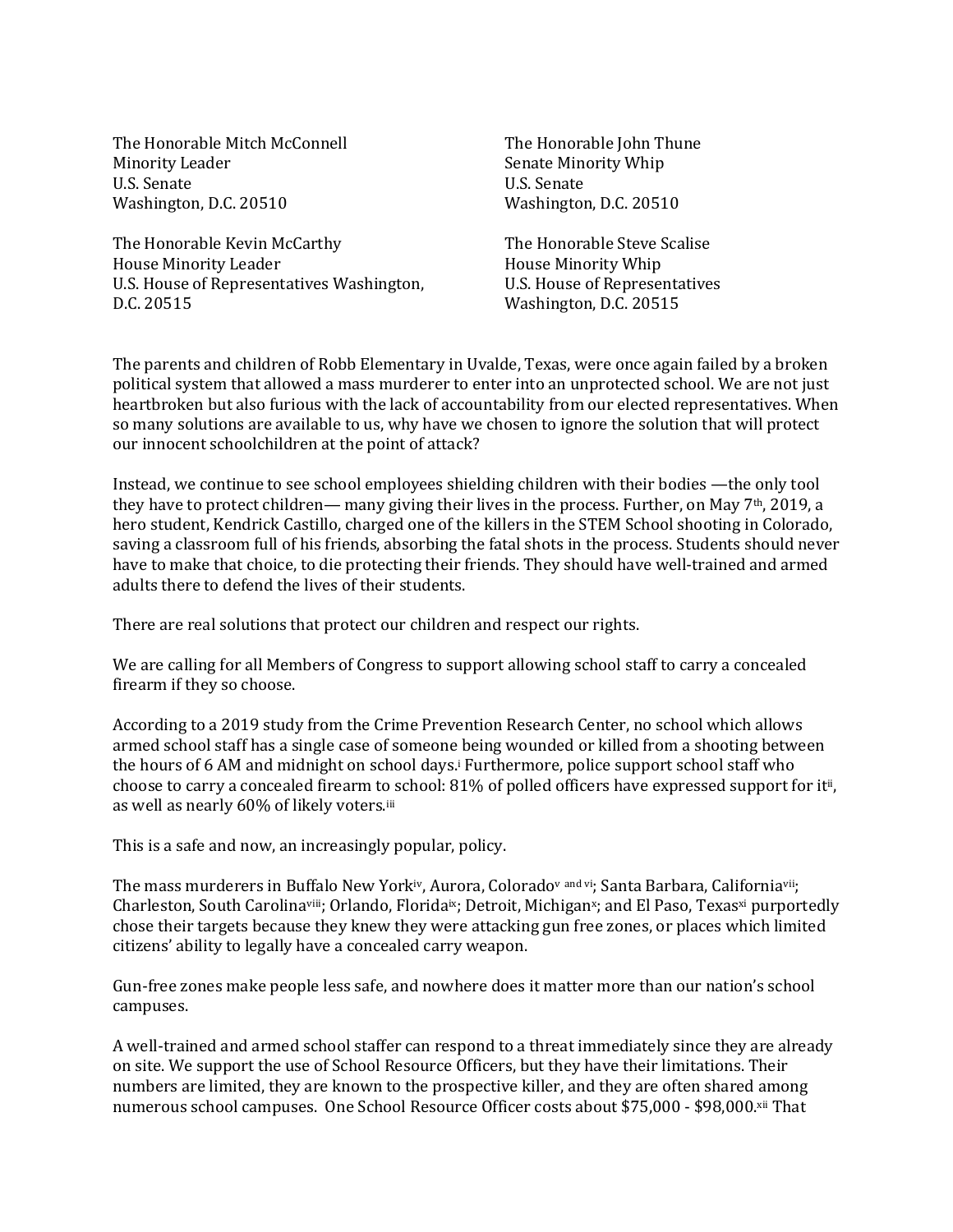The Honorable Mitch McConnell
Minority Leader
U.S. Senate
Washington, D.C. 20510

The Honorable John Thune
Senate Minority Whip
U.S. Senate
Washington, D.C. 20510

The Honorable Kevin McCarthy
House Minority Leader
U.S. House of Representatives Washington, D.C. 20515

The Honorable Steve Scalise
House Minority Whip
U.S. House of Representatives
Washington, D.C. 20515

The parents and children of Robb Elementary in Uvalde, Texas, were once again failed by a broken political system that allowed a mass murderer to enter into an unprotected school. We are not just heartbroken but also furious with the lack of accountability from our elected representatives. When so many solutions are available to us, why have we chosen to ignore the solution that will protect our innocent schoolchildren at the point of attack?

Instead, we continue to see school employees shielding children with their bodies —the only tool they have to protect children— many giving their lives in the process. Further, on May 7th, 2019, a hero student, Kendrick Castillo, charged one of the killers in the STEM School shooting in Colorado, saving a classroom full of his friends, absorbing the fatal shots in the process. Students should never have to make that choice, to die protecting their friends. They should have well-trained and armed adults there to defend the lives of their students.

There are real solutions that protect our children and respect our rights.

We are calling for all Members of Congress to support allowing school staff to carry a concealed firearm if they so choose.

According to a 2019 study from the Crime Prevention Research Center, no school which allows armed school staff has a single case of someone being wounded or killed from a shooting between the hours of 6 AM and midnight on school days.[i] Furthermore, police support school staff who choose to carry a concealed firearm to school: 81% of polled officers have expressed support for it[ii], as well as nearly 60% of likely voters.[iii]

This is a safe and now, an increasingly popular, policy.

The mass murderers in Buffalo New York[iv], Aurora, Colorado[v and vi]; Santa Barbara, California[vii]; Charleston, South Carolina[viii]; Orlando, Florida[ix]; Detroit, Michigan[x]; and El Paso, Texas[xi] purportedly chose their targets because they knew they were attacking gun free zones, or places which limited citizens' ability to legally have a concealed carry weapon.

Gun-free zones make people less safe, and nowhere does it matter more than our nation's school campuses.

A well-trained and armed school staffer can respond to a threat immediately since they are already on site. We support the use of School Resource Officers, but they have their limitations. Their numbers are limited, they are known to the prospective killer, and they are often shared among numerous school campuses. One School Resource Officer costs about $75,000 - $98,000.[xii] That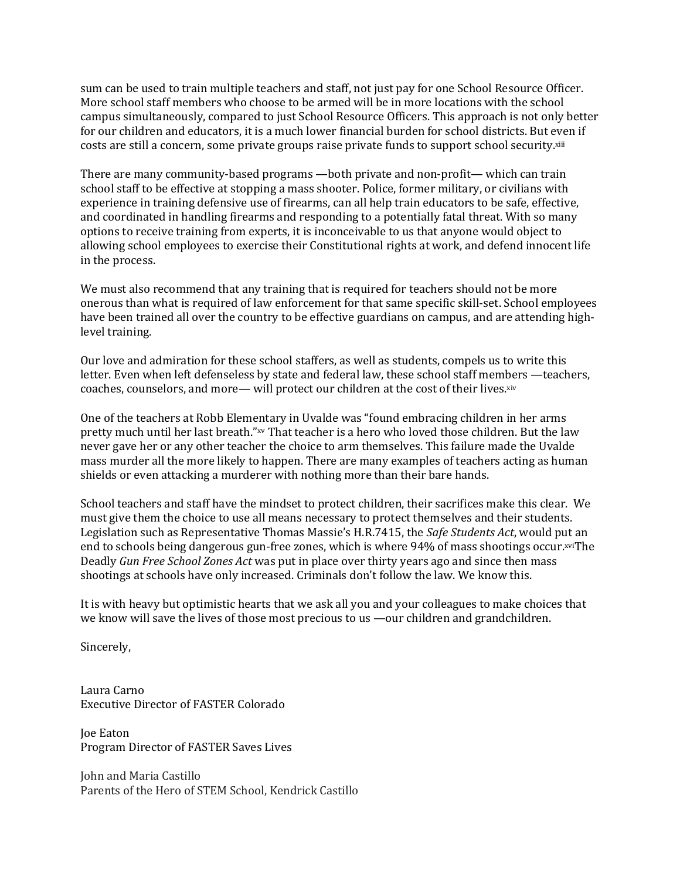sum can be used to train multiple teachers and staff, not just pay for one School Resource Officer. More school staff members who choose to be armed will be in more locations with the school campus simultaneously, compared to just School Resource Officers. This approach is not only better for our children and educators, it is a much lower financial burden for school districts. But even if costs are still a concern, some private groups raise private funds to support school security.[xiii]

There are many community-based programs —both private and non-profit— which can train school staff to be effective at stopping a mass shooter. Police, former military, or civilians with experience in training defensive use of firearms, can all help train educators to be safe, effective, and coordinated in handling firearms and responding to a potentially fatal threat. With so many options to receive training from experts, it is inconceivable to us that anyone would object to allowing school employees to exercise their Constitutional rights at work, and defend innocent life in the process.

We must also recommend that any training that is required for teachers should not be more onerous than what is required of law enforcement for that same specific skill-set. School employees have been trained all over the country to be effective guardians on campus, and are attending high-level training.

Our love and admiration for these school staffers, as well as students, compels us to write this letter. Even when left defenseless by state and federal law, these school staff members —teachers, coaches, counselors, and more— will protect our children at the cost of their lives.[xiv]

One of the teachers at Robb Elementary in Uvalde was "found embracing children in her arms pretty much until her last breath."[xv] That teacher is a hero who loved those children. But the law never gave her or any other teacher the choice to arm themselves. This failure made the Uvalde mass murder all the more likely to happen. There are many examples of teachers acting as human shields or even attacking a murderer with nothing more than their bare hands.

School teachers and staff have the mindset to protect children, their sacrifices make this clear. We must give them the choice to use all means necessary to protect themselves and their students. Legislation such as Representative Thomas Massie's H.R.7415, the *Safe Students Act*, would put an end to schools being dangerous gun-free zones, which is where 94% of mass shootings occur.[xvi] The Deadly *Gun Free School Zones Act* was put in place over thirty years ago and since then mass shootings at schools have only increased. Criminals don't follow the law. We know this.

It is with heavy but optimistic hearts that we ask all you and your colleagues to make choices that we know will save the lives of those most precious to us —our children and grandchildren.

Sincerely,

Laura Carno
Executive Director of FASTER Colorado

Joe Eaton
Program Director of FASTER Saves Lives

John and Maria Castillo
Parents of the Hero of STEM School, Kendrick Castillo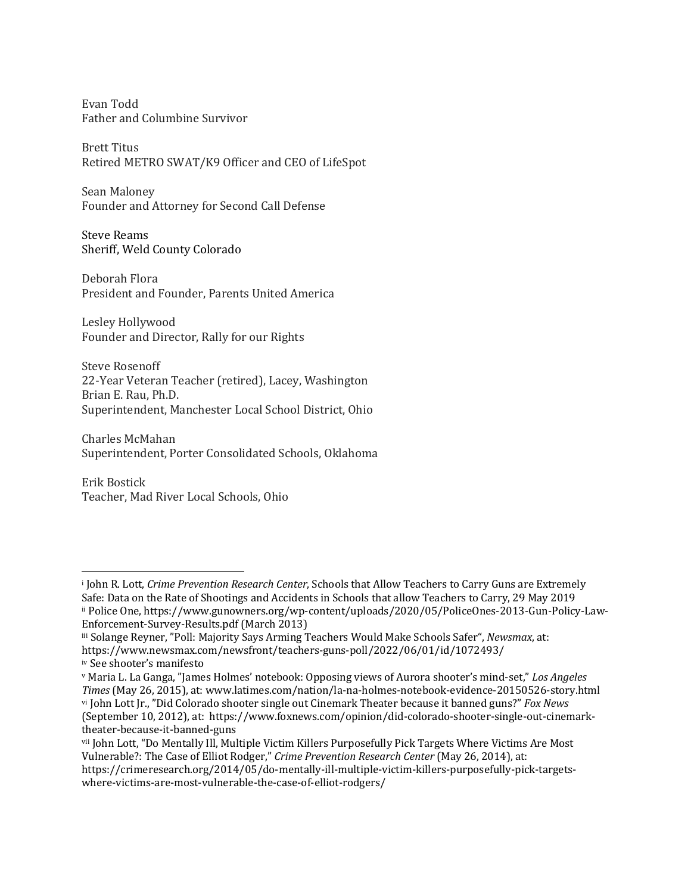Evan Todd
Father and Columbine Survivor

Brett Titus
Retired METRO SWAT/K9 Officer and CEO of LifeSpot

Sean Maloney
Founder and Attorney for Second Call Defense

Steve Reams
Sheriff, Weld County Colorado

Deborah Flora
President and Founder, Parents United America

Lesley Hollywood
Founder and Director, Rally for our Rights

Steve Rosenoff
22-Year Veteran Teacher (retired), Lacey, Washington
Brian E. Rau, Ph.D.
Superintendent, Manchester Local School District, Ohio

Charles McMahan
Superintendent, Porter Consolidated Schools, Oklahoma

Erik Bostick
Teacher, Mad River Local Schools, Ohio

---

[i] John R. Lott, *Crime Prevention Research Center*, Schools that Allow Teachers to Carry Guns are Extremely Safe: Data on the Rate of Shootings and Accidents in Schools that allow Teachers to Carry, 29 May 2019

[ii] Police One, https://www.gunowners.org/wp-content/uploads/2020/05/PoliceOnes-2013-Gun-Policy-Law-Enforcement-Survey-Results.pdf (March 2013)

[iii] Solange Reyner, "Poll: Majority Says Arming Teachers Would Make Schools Safer", *Newsmax*, at: https://www.newsmax.com/newsfront/teachers-guns-poll/2022/06/01/id/1072493/

[iv] See shooter's manifesto

[v] Maria L. La Ganga, "James Holmes' notebook: Opposing views of Aurora shooter's mind-set," *Los Angeles Times* (May 26, 2015), at: www.latimes.com/nation/la-na-holmes-notebook-evidence-20150526-story.html

[vi] John Lott Jr., "Did Colorado shooter single out Cinemark Theater because it banned guns?" *Fox News* (September 10, 2012), at: https://www.foxnews.com/opinion/did-colorado-shooter-single-out-cinemark-theater-because-it-banned-guns

[vii] John Lott, "Do Mentally Ill, Multiple Victim Killers Purposefully Pick Targets Where Victims Are Most Vulnerable?: The Case of Elliot Rodger," *Crime Prevention Research Center* (May 26, 2014), at: https://crimeresearch.org/2014/05/do-mentally-ill-multiple-victim-killers-purposefully-pick-targets-where-victims-are-most-vulnerable-the-case-of-elliot-rodgers/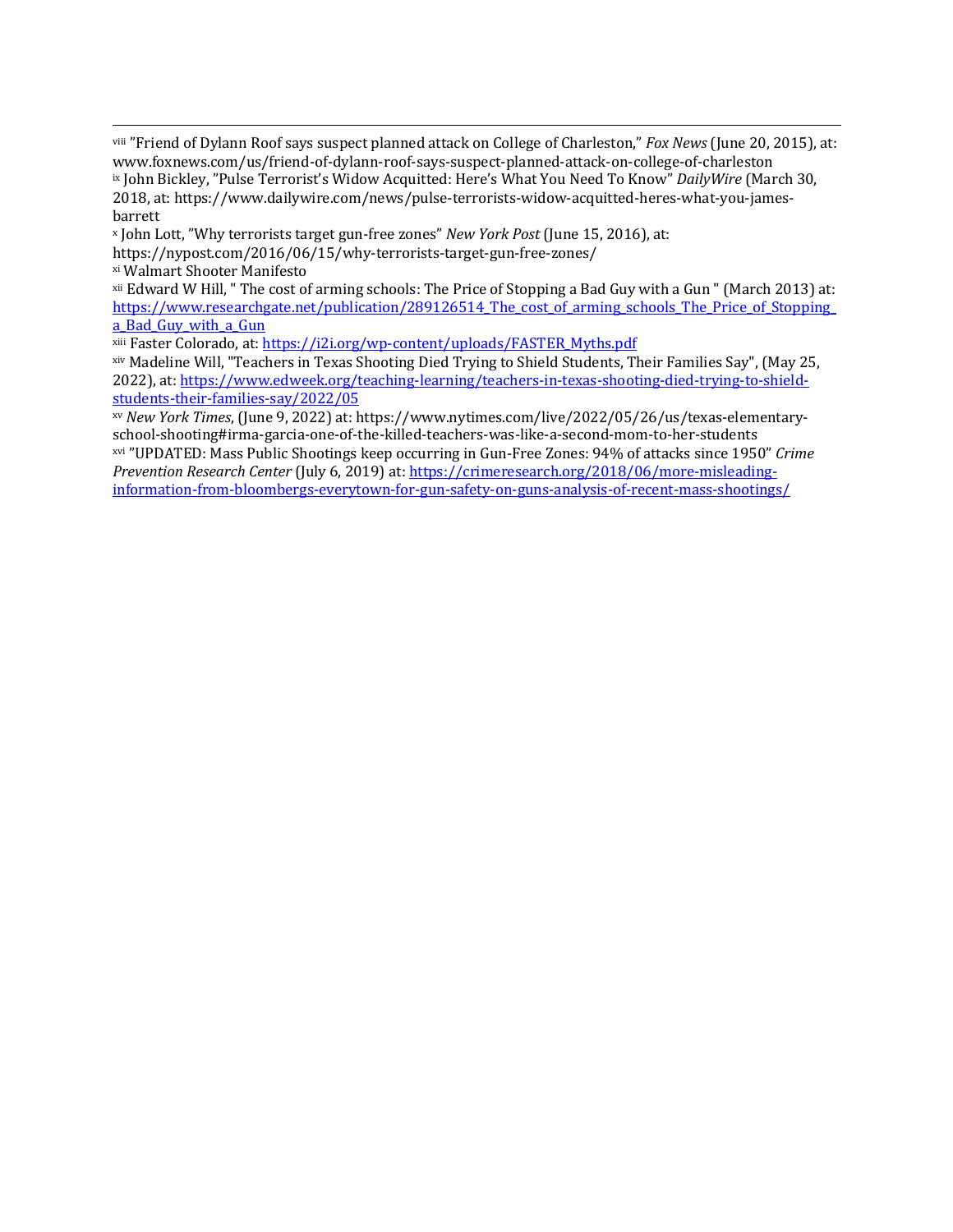---

[viii] "Friend of Dylann Roof says suspect planned attack on College of Charleston," *Fox News* (June 20, 2015), at: www.foxnews.com/us/friend-of-dylann-roof-says-suspect-planned-attack-on-college-of-charleston

[ix] John Bickley, "Pulse Terrorist's Widow Acquitted: Here's What You Need To Know" *DailyWire* (March 30, 2018, at: https://www.dailywire.com/news/pulse-terrorists-widow-acquitted-heres-what-you-james-barrett

[x] John Lott, "Why terrorists target gun-free zones" *New York Post* (June 15, 2016), at: https://nypost.com/2016/06/15/why-terrorists-target-gun-free-zones/

[xi] Walmart Shooter Manifesto

[xii] Edward W Hill, " The cost of arming schools: The Price of Stopping a Bad Guy with a Gun " (March 2013) at: https://www.researchgate.net/publication/289126514_The_cost_of_arming_schools_The_Price_of_Stopping_a_Bad_Guy_with_a_Gun

[xiii] Faster Colorado, at: https://i2i.org/wp-content/uploads/FASTER_Myths.pdf

[xiv] Madeline Will, "Teachers in Texas Shooting Died Trying to Shield Students, Their Families Say", (May 25, 2022), at: https://www.edweek.org/teaching-learning/teachers-in-texas-shooting-died-trying-to-shield-students-their-families-say/2022/05

[xv] *New York Times*, (June 9, 2022) at: https://www.nytimes.com/live/2022/05/26/us/texas-elementary-school-shooting#irma-garcia-one-of-the-killed-teachers-was-like-a-second-mom-to-her-students

[xvi] "UPDATED: Mass Public Shootings keep occurring in Gun-Free Zones: 94% of attacks since 1950" *Crime Prevention Research Center* (July 6, 2019) at: https://crimeresearch.org/2018/06/more-misleading-information-from-bloombergs-everytown-for-gun-safety-on-guns-analysis-of-recent-mass-shootings/